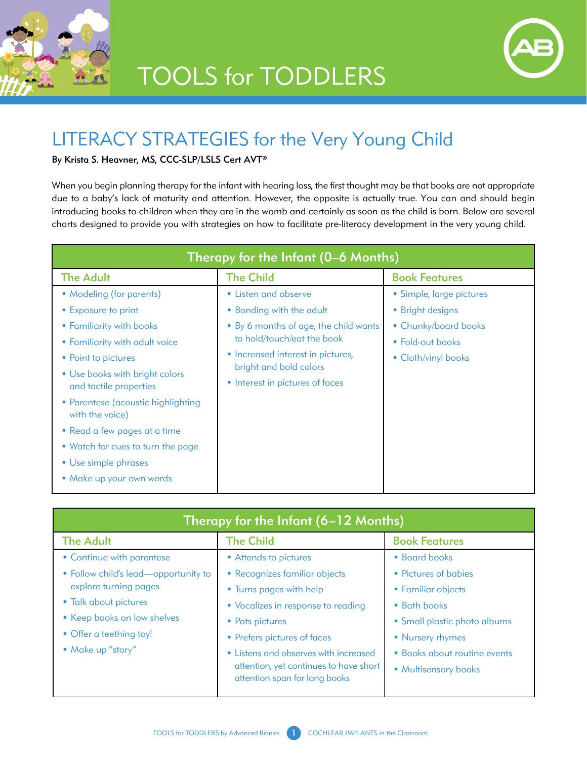# TOOLS for TODDLERS

## LITERACY STRATEGIES for the Very Young Child

**By Krista S. Heavner, MS, CCC-SLP/LSLS Cert AVT®**

When you begin planning therapy for the infant with hearing loss, the first thought may be that books are not appropriate due to a baby's lack of maturity and attention. However, the opposite is actually true. You can and should begin introducing books to children when they are in the womb and certainly as soon as the child is born. Below are several charts designed to provide you with strategies on how to facilitate pre-literacy development in the very young child.

| Therapy for the Infant (0–6 Months) | | |
|---|---|---|
| **The Adult** | **The Child** | **Book Features** |
| • Modeling (for parents)<br>• Exposure to print<br>• Familiarity with books<br>• Familiarity with adult voice<br>• Point to pictures<br>• Use books with bright colors and tactile properties<br>• Parentese (acoustic highlighting with the voice)<br>• Read a few pages at a time<br>• Watch for cues to turn the page<br>• Use simple phrases<br>• Make up your own words | • Listen and observe<br>• Bonding with the adult<br>• By 6 months of age, the child wants to hold/touch/eat the book<br>• Increased interest in pictures, bright and bold colors<br>• Interest in pictures of faces | • Simple, large pictures<br>• Bright designs<br>• Chunky/board books<br>• Fold-out books<br>• Cloth/vinyl books |

| Therapy for the Infant (6–12 Months) | | |
|---|---|---|
| **The Adult** | **The Child** | **Book Features** |
| • Continue with parentese<br>• Follow child's lead—opportunity to explore turning pages<br>• Talk about pictures<br>• Keep books on low shelves<br>• Offer a teething toy!<br>• Make up "story" | • Attends to pictures<br>• Recognizes familiar objects<br>• Turns pages with help<br>• Vocalizes in response to reading<br>• Pats pictures<br>• Prefers pictures of faces<br>• Listens and observes with increased attention, yet continues to have short attention span for long books | • Board books<br>• Pictures of babies<br>• Familiar objects<br>• Bath books<br>• Small plastic photo albums<br>• Nursery rhymes<br>• Books about routine events<br>• Multisensory books |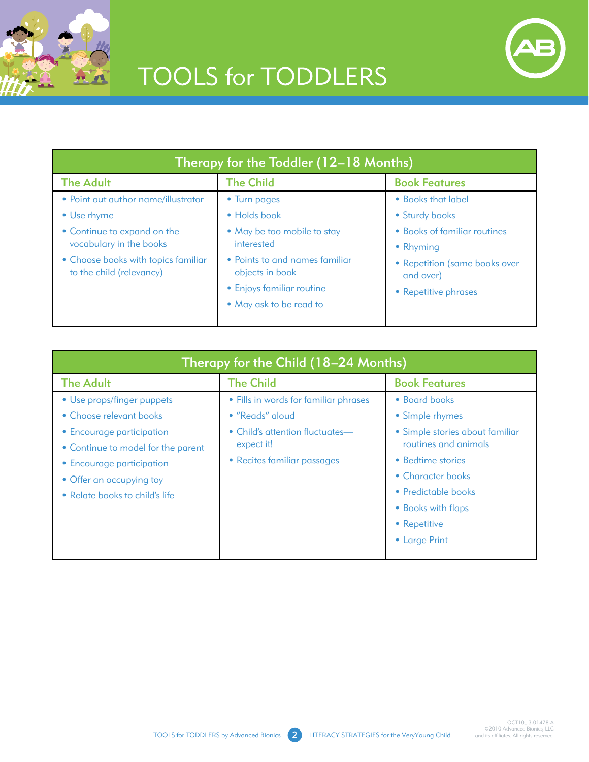# TOOLS for TODDLERS

| Therapy for the Toddler (12–18 Months) | | |
|---|---|---|
| **The Adult** | **The Child** | **Book Features** |
| • Point out author name/illustrator<br>• Use rhyme<br>• Continue to expand on the vocabulary in the books<br>• Choose books with topics familiar to the child (relevancy) | • Turn pages<br>• Holds book<br>• May be too mobile to stay interested<br>• Points to and names familiar objects in book<br>• Enjoys familiar routine<br>• May ask to be read to | • Books that label<br>• Sturdy books<br>• Books of familiar routines<br>• Rhyming<br>• Repetition (same books over and over)<br>• Repetitive phrases |

| Therapy for the Child (18–24 Months) | | |
|---|---|---|
| **The Adult** | **The Child** | **Book Features** |
| • Use props/finger puppets<br>• Choose relevant books<br>• Encourage participation<br>• Continue to model for the parent<br>• Encourage participation<br>• Offer an occupying toy<br>• Relate books to child's life | • Fills in words for familiar phrases<br>• "Reads" aloud<br>• Child's attention fluctuates—expect it!<br>• Recites familiar passages | • Board books<br>• Simple rhymes<br>• Simple stories about familiar routines and animals<br>• Bedtime stories<br>• Character books<br>• Predictable books<br>• Books with flaps<br>• Repetitive<br>• Large Print |

OCT10_3-01478-A
©2010 Advanced Bionics, LLC and its affiliates. All rights reserved.